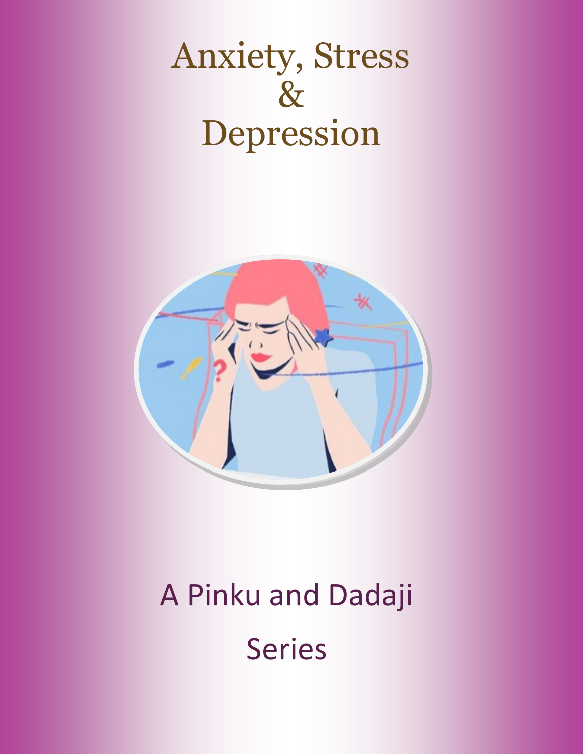# Anxiety, Stress & Depression

A Pinku and Dadaji Series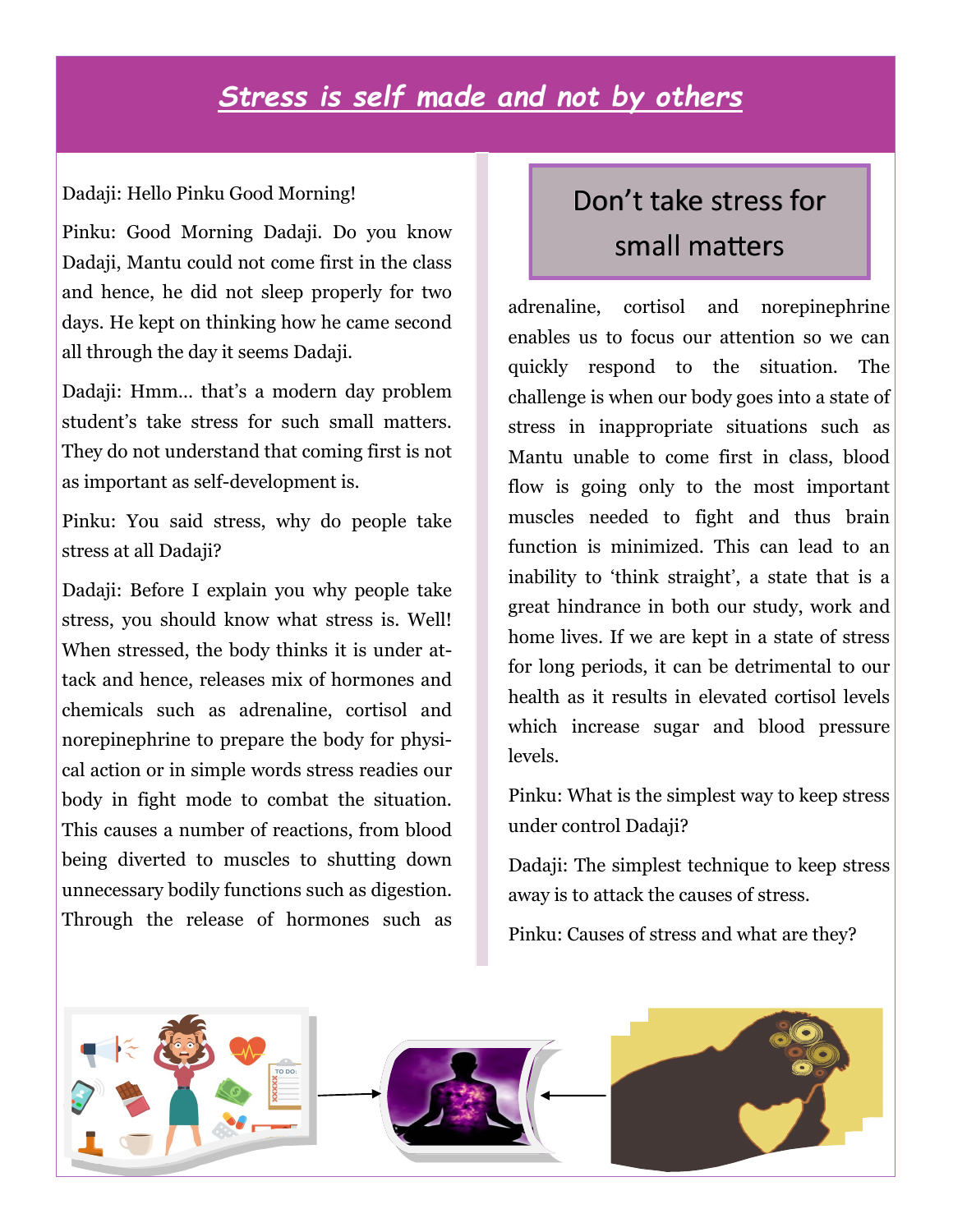# Stress is self made and not by others

Dadaji: Hello Pinku Good Morning!

Pinku: Good Morning Dadaji. Do you know Dadaji, Mantu could not come first in the class and hence, he did not sleep properly for two days. He kept on thinking how he came second all through the day it seems Dadaji.

Dadaji: Hmm… that's a modern day problem student's take stress for such small matters. They do not understand that coming first is not as important as self-development is.

Pinku: You said stress, why do people take stress at all Dadaji?

Dadaji: Before I explain you why people take stress, you should know what stress is. Well! When stressed, the body thinks it is under attack and hence, releases mix of hormones and chemicals such as adrenaline, cortisol and norepinephrine to prepare the body for physical action or in simple words stress readies our body in fight mode to combat the situation. This causes a number of reactions, from blood being diverted to muscles to shutting down unnecessary bodily functions such as digestion. Through the release of hormones such as adrenaline, cortisol and norepinephrine enables us to focus our attention so we can quickly respond to the situation. The challenge is when our body goes into a state of stress in inappropriate situations such as Mantu unable to come first in class, blood flow is going only to the most important muscles needed to fight and thus brain function is minimized. This can lead to an inability to 'think straight', a state that is a great hindrance in both our study, work and home lives. If we are kept in a state of stress for long periods, it can be detrimental to our health as it results in elevated cortisol levels which increase sugar and blood pressure levels.

## Don't take stress for small matters

Pinku: What is the simplest way to keep stress under control Dadaji?

Dadaji: The simplest technique to keep stress away is to attack the causes of stress.

Pinku: Causes of stress and what are they?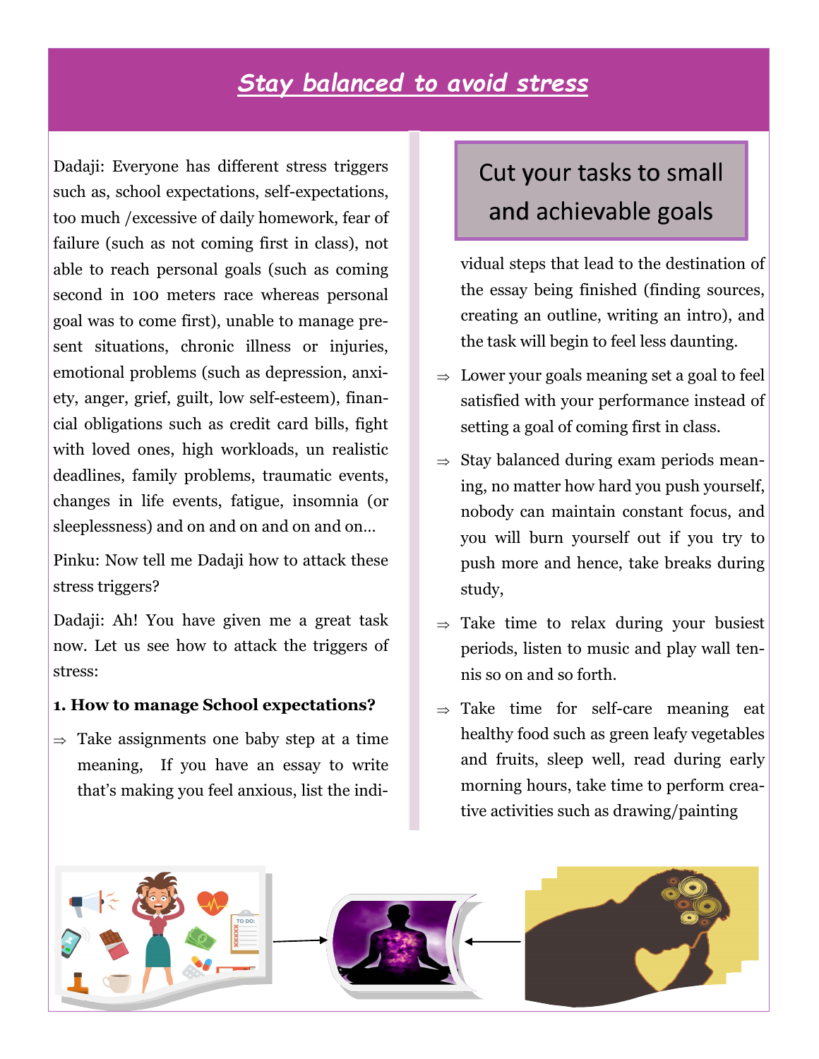# *Stay balanced to avoid stress*

Dadaji: Everyone has different stress triggers such as, school expectations, self-expectations, too much /excessive of daily homework, fear of failure (such as not coming first in class), not able to reach personal goals (such as coming second in 100 meters race whereas personal goal was to come first), unable to manage present situations, chronic illness or injuries, emotional problems (such as depression, anxiety, anger, grief, guilt, low self-esteem), financial obligations such as credit card bills, fight with loved ones, high workloads, un realistic deadlines, family problems, traumatic events, changes in life events, fatigue, insomnia (or sleeplessness) and on and on and on and on…

Pinku: Now tell me Dadaji how to attack these stress triggers?

Dadaji: Ah! You have given me a great task now. Let us see how to attack the triggers of stress:

**1. How to manage School expectations?**

> Cut your tasks to small and achievable goals

- ⇒ Take assignments one baby step at a time meaning, If you have an essay to write that's making you feel anxious, list the individual steps that lead to the destination of the essay being finished (finding sources, creating an outline, writing an intro), and the task will begin to feel less daunting.
- ⇒ Lower your goals meaning set a goal to feel satisfied with your performance instead of setting a goal of coming first in class.
- ⇒ Stay balanced during exam periods meaning, no matter how hard you push yourself, nobody can maintain constant focus, and you will burn yourself out if you try to push more and hence, take breaks during study,
- ⇒ Take time to relax during your busiest periods, listen to music and play wall tennis so on and so forth.
- ⇒ Take time for self-care meaning eat healthy food such as green leafy vegetables and fruits, sleep well, read during early morning hours, take time to perform creative activities such as drawing/painting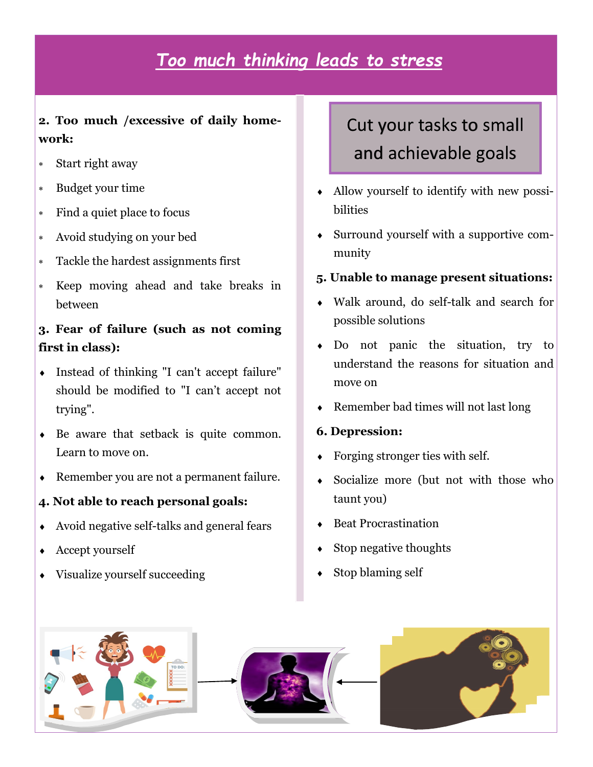# *Too much thinking leads to stress*

**2. Too much /excessive of daily home-work:**

- Start right away
- Budget your time
- Find a quiet place to focus
- Avoid studying on your bed
- Tackle the hardest assignments first
- Keep moving ahead and take breaks in between

**3. Fear of failure (such as not coming first in class):**

- Instead of thinking "I can't accept failure" should be modified to "I can’t accept not trying".
- Be aware that setback is quite common. Learn to move on.
- Remember you are not a permanent failure.

**4. Not able to reach personal goals:**

- Avoid negative self-talks and general fears
- Accept yourself
- Visualize yourself succeeding

Cut your tasks to small and achievable goals

- Allow yourself to identify with new possibilities
- Surround yourself with a supportive community

**5. Unable to manage present situations:**

- Walk around, do self-talk and search for possible solutions
- Do not panic the situation, try to understand the reasons for situation and move on
- Remember bad times will not last long

**6. Depression:**

- Forging stronger ties with self.
- Socialize more (but not with those who taunt you)
- Beat Procrastination
- Stop negative thoughts
- Stop blaming self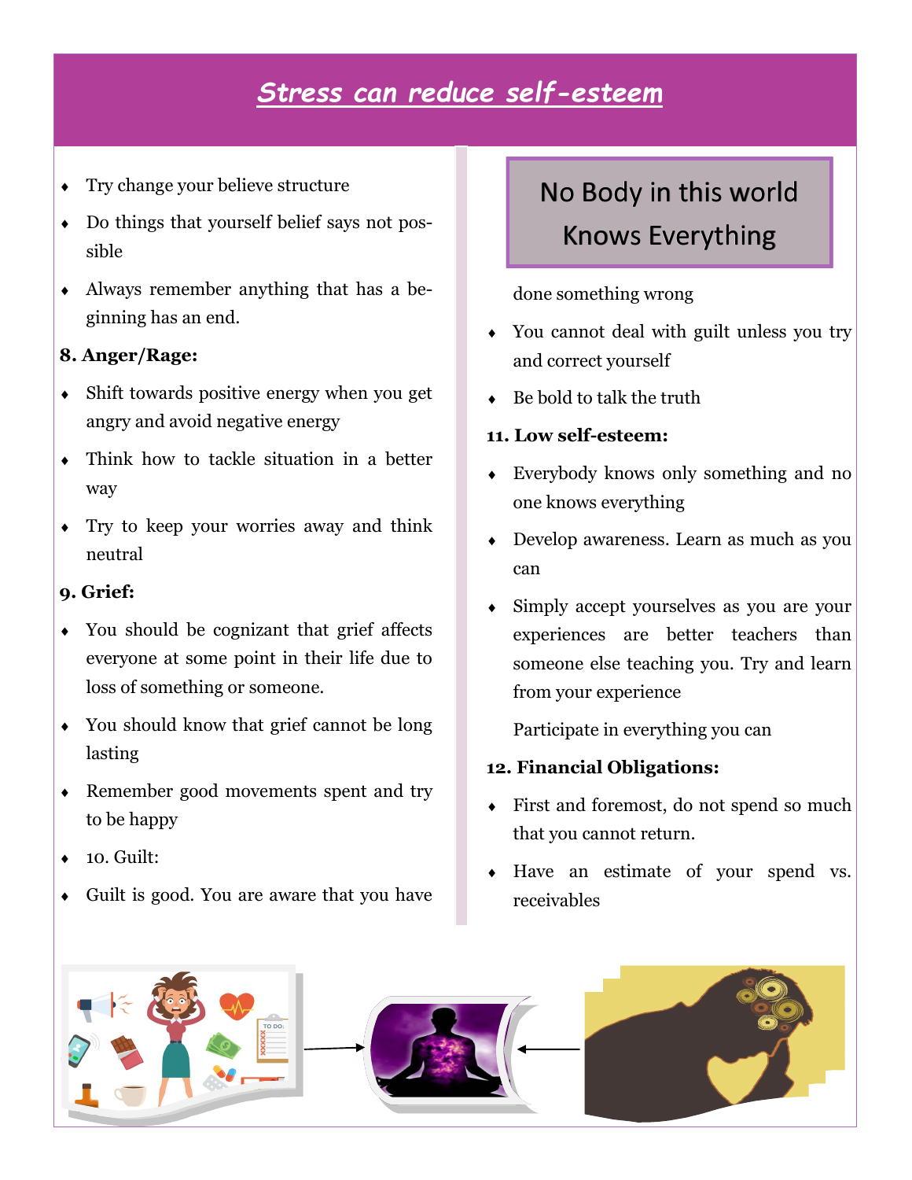# Stress can reduce self-esteem

- Try change your believe structure
- Do things that yourself belief says not possible
- Always remember anything that has a beginning has an end.

**8. Anger/Rage:**

- Shift towards positive energy when you get angry and avoid negative energy
- Think how to tackle situation in a better way
- Try to keep your worries away and think neutral

**9. Grief:**

- You should be cognizant that grief affects everyone at some point in their life due to loss of something or someone.
- You should know that grief cannot be long lasting
- Remember good movements spent and try to be happy
- 10. Guilt:
- Guilt is good. You are aware that you have done something wrong
- You cannot deal with guilt unless you try and correct yourself
- Be bold to talk the truth

**11. Low self-esteem:**

- Everybody knows only something and no one knows everything
- Develop awareness. Learn as much as you can
- Simply accept yourselves as you are your experiences are better teachers than someone else teaching you. Try and learn from your experience

  Participate in everything you can

**12. Financial Obligations:**

- First and foremost, do not spend so much that you cannot return.
- Have an estimate of your spend vs. receivables

No Body in this world Knows Everything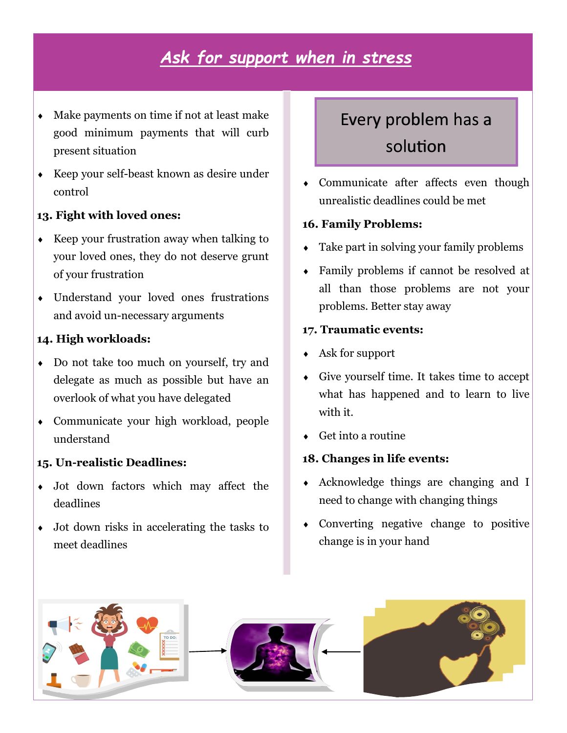# Ask for support when in stress

- Make payments on time if not at least make good minimum payments that will curb present situation
- Keep your self-beast known as desire under control

**13. Fight with loved ones:**

- Keep your frustration away when talking to your loved ones, they do not deserve grunt of your frustration
- Understand your loved ones frustrations and avoid un-necessary arguments

**14. High workloads:**

- Do not take too much on yourself, try and delegate as much as possible but have an overlook of what you have delegated
- Communicate your high workload, people understand

**15. Un-realistic Deadlines:**

- Jot down factors which may affect the deadlines
- Jot down risks in accelerating the tasks to meet deadlines

Every problem has a solution

- Communicate after affects even though unrealistic deadlines could be met

**16. Family Problems:**

- Take part in solving your family problems
- Family problems if cannot be resolved at all than those problems are not your problems. Better stay away

**17. Traumatic events:**

- Ask for support
- Give yourself time. It takes time to accept what has happened and to learn to live with it.
- Get into a routine

**18. Changes in life events:**

- Acknowledge things are changing and I need to change with changing things
- Converting negative change to positive change is in your hand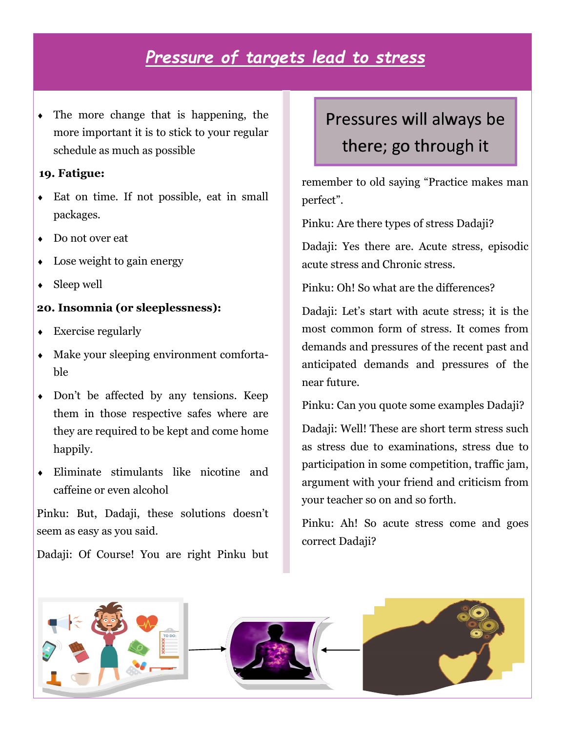# Pressure of targets lead to stress

- The more change that is happening, the more important it is to stick to your regular schedule as much as possible

**19. Fatigue:**

- Eat on time. If not possible, eat in small packages.
- Do not over eat
- Lose weight to gain energy
- Sleep well

**20. Insomnia (or sleeplessness):**

- Exercise regularly
- Make your sleeping environment comfortable
- Don't be affected by any tensions. Keep them in those respective safes where are they are required to be kept and come home happily.
- Eliminate stimulants like nicotine and caffeine or even alcohol

Pinku: But, Dadaji, these solutions doesn't seem as easy as you said.

Dadaji: Of Course! You are right Pinku but remember to old saying "Practice makes man perfect".

> Pressures will always be there; go through it

Pinku: Are there types of stress Dadaji?

Dadaji: Yes there are. Acute stress, episodic acute stress and Chronic stress.

Pinku: Oh! So what are the differences?

Dadaji: Let's start with acute stress; it is the most common form of stress. It comes from demands and pressures of the recent past and anticipated demands and pressures of the near future.

Pinku: Can you quote some examples Dadaji?

Dadaji: Well! These are short term stress such as stress due to examinations, stress due to participation in some competition, traffic jam, argument with your friend and criticism from your teacher so on and so forth.

Pinku: Ah! So acute stress come and goes correct Dadaji?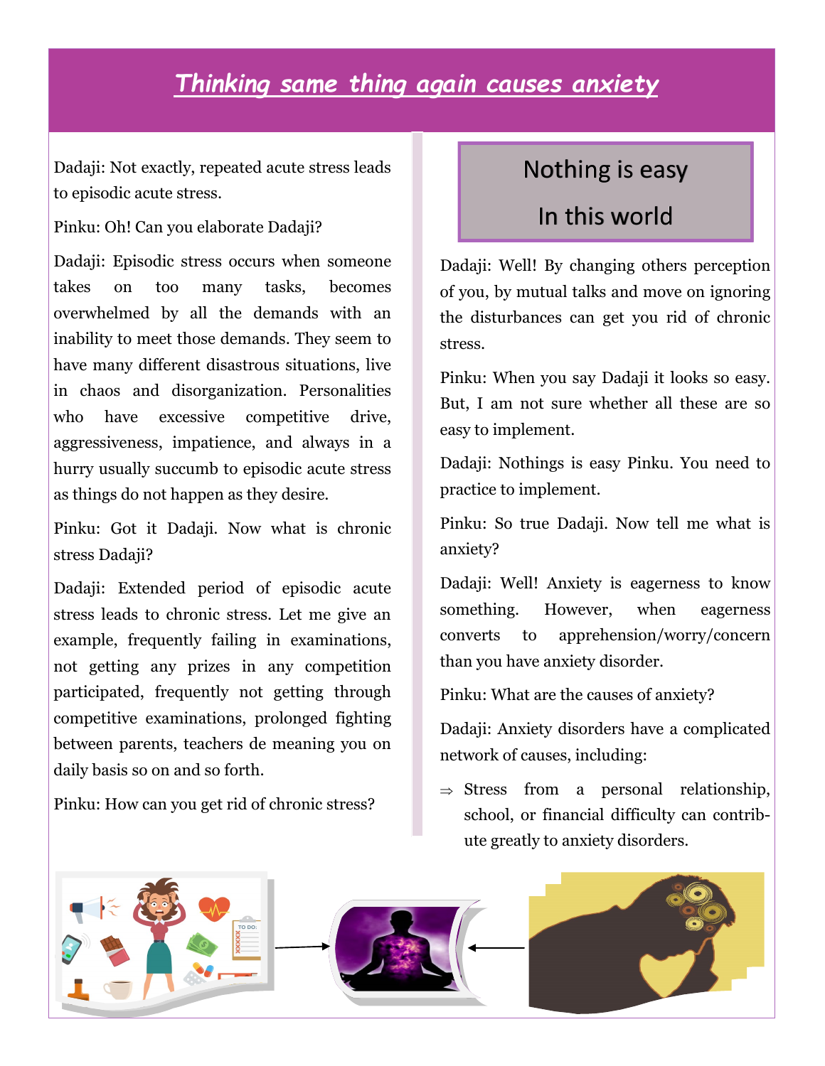# *Thinking same thing again causes anxiety*

Dadaji: Not exactly, repeated acute stress leads to episodic acute stress.

Pinku: Oh! Can you elaborate Dadaji?

Dadaji: Episodic stress occurs when someone takes on too many tasks, becomes overwhelmed by all the demands with an inability to meet those demands. They seem to have many different disastrous situations, live in chaos and disorganization. Personalities who have excessive competitive drive, aggressiveness, impatience, and always in a hurry usually succumb to episodic acute stress as things do not happen as they desire.

Pinku: Got it Dadaji. Now what is chronic stress Dadaji?

Dadaji: Extended period of episodic acute stress leads to chronic stress. Let me give an example, frequently failing in examinations, not getting any prizes in any competition participated, frequently not getting through competitive examinations, prolonged fighting between parents, teachers de meaning you on daily basis so on and so forth.

Pinku: How can you get rid of chronic stress?

> Nothing is easy
>
> In this world

Dadaji: Well! By changing others perception of you, by mutual talks and move on ignoring the disturbances can get you rid of chronic stress.

Pinku: When you say Dadaji it looks so easy. But, I am not sure whether all these are so easy to implement.

Dadaji: Nothings is easy Pinku. You need to practice to implement.

Pinku: So true Dadaji. Now tell me what is anxiety?

Dadaji: Well! Anxiety is eagerness to know something. However, when eagerness converts to apprehension/worry/concern than you have anxiety disorder.

Pinku: What are the causes of anxiety?

Dadaji: Anxiety disorders have a complicated network of causes, including:

⇒ Stress from a personal relationship, school, or financial difficulty can contribute greatly to anxiety disorders.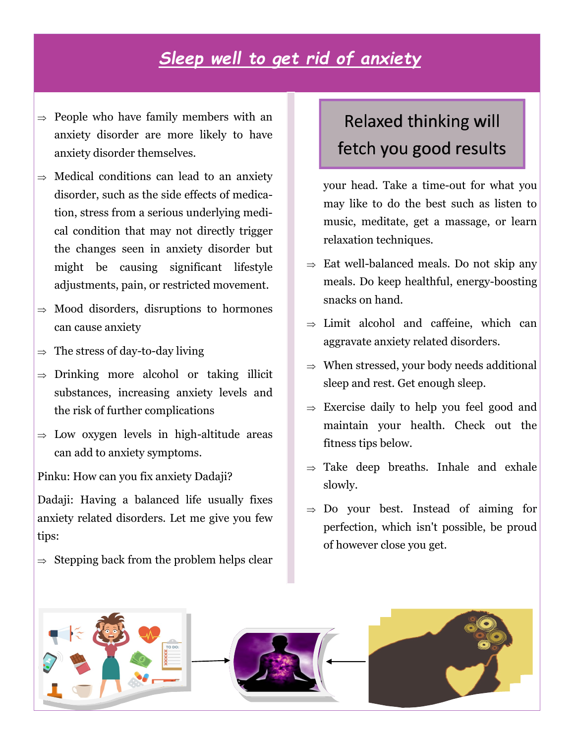# *Sleep well to get rid of anxiety*

- People who have family members with an anxiety disorder are more likely to have anxiety disorder themselves.
- Medical conditions can lead to an anxiety disorder, such as the side effects of medication, stress from a serious underlying medical condition that may not directly trigger the changes seen in anxiety disorder but might be causing significant lifestyle adjustments, pain, or restricted movement.
- Mood disorders, disruptions to hormones can cause anxiety
- The stress of day-to-day living
- Drinking more alcohol or taking illicit substances, increasing anxiety levels and the risk of further complications
- Low oxygen levels in high-altitude areas can add to anxiety symptoms.

Pinku: How can you fix anxiety Dadaji?

Dadaji: Having a balanced life usually fixes anxiety related disorders. Let me give you few tips:

- Stepping back from the problem helps clear your head. Take a time-out for what you may like to do the best such as listen to music, meditate, get a massage, or learn relaxation techniques.
- Eat well-balanced meals. Do not skip any meals. Do keep healthful, energy-boosting snacks on hand.
- Limit alcohol and caffeine, which can aggravate anxiety related disorders.
- When stressed, your body needs additional sleep and rest. Get enough sleep.
- Exercise daily to help you feel good and maintain your health. Check out the fitness tips below.
- Take deep breaths. Inhale and exhale slowly.
- Do your best. Instead of aiming for perfection, which isn't possible, be proud of however close you get.

**Relaxed thinking will fetch you good results**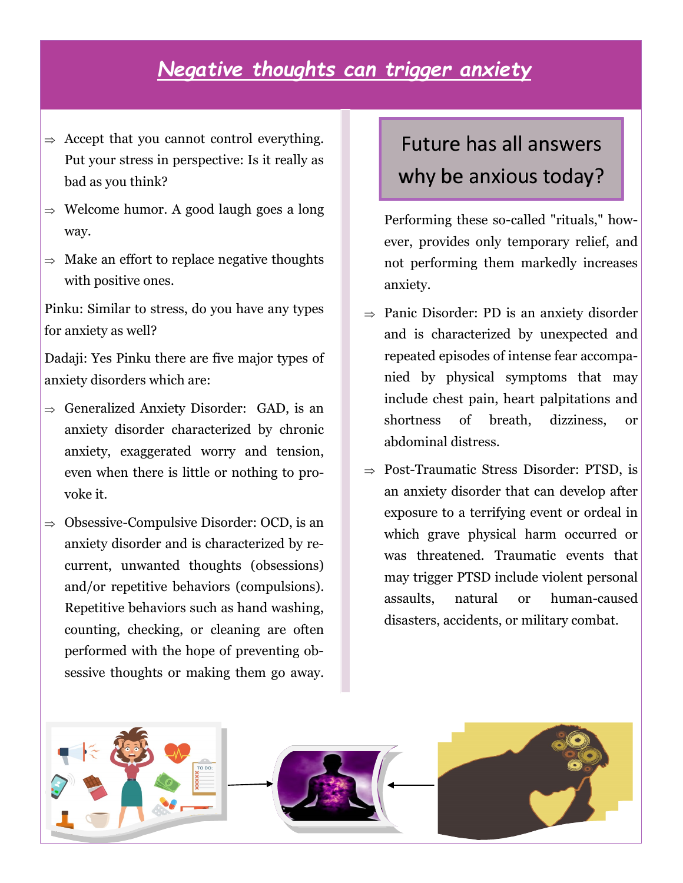# *Negative thoughts can trigger anxiety*

- ⇒ Accept that you cannot control everything. Put your stress in perspective: Is it really as bad as you think?
- ⇒ Welcome humor. A good laugh goes a long way.
- ⇒ Make an effort to replace negative thoughts with positive ones.

Pinku: Similar to stress, do you have any types for anxiety as well?

Dadaji: Yes Pinku there are five major types of anxiety disorders which are:

- ⇒ Generalized Anxiety Disorder: GAD, is an anxiety disorder characterized by chronic anxiety, exaggerated worry and tension, even when there is little or nothing to provoke it.
- ⇒ Obsessive-Compulsive Disorder: OCD, is an anxiety disorder and is characterized by recurrent, unwanted thoughts (obsessions) and/or repetitive behaviors (compulsions). Repetitive behaviors such as hand washing, counting, checking, or cleaning are often performed with the hope of preventing obsessive thoughts or making them go away.

> Future has all answers why be anxious today?

Performing these so-called "rituals," however, provides only temporary relief, and not performing them markedly increases anxiety.

- ⇒ Panic Disorder: PD is an anxiety disorder and is characterized by unexpected and repeated episodes of intense fear accompanied by physical symptoms that may include chest pain, heart palpitations and shortness of breath, dizziness, or abdominal distress.
- ⇒ Post-Traumatic Stress Disorder: PTSD, is an anxiety disorder that can develop after exposure to a terrifying event or ordeal in which grave physical harm occurred or was threatened. Traumatic events that may trigger PTSD include violent personal assaults, natural or human-caused disasters, accidents, or military combat.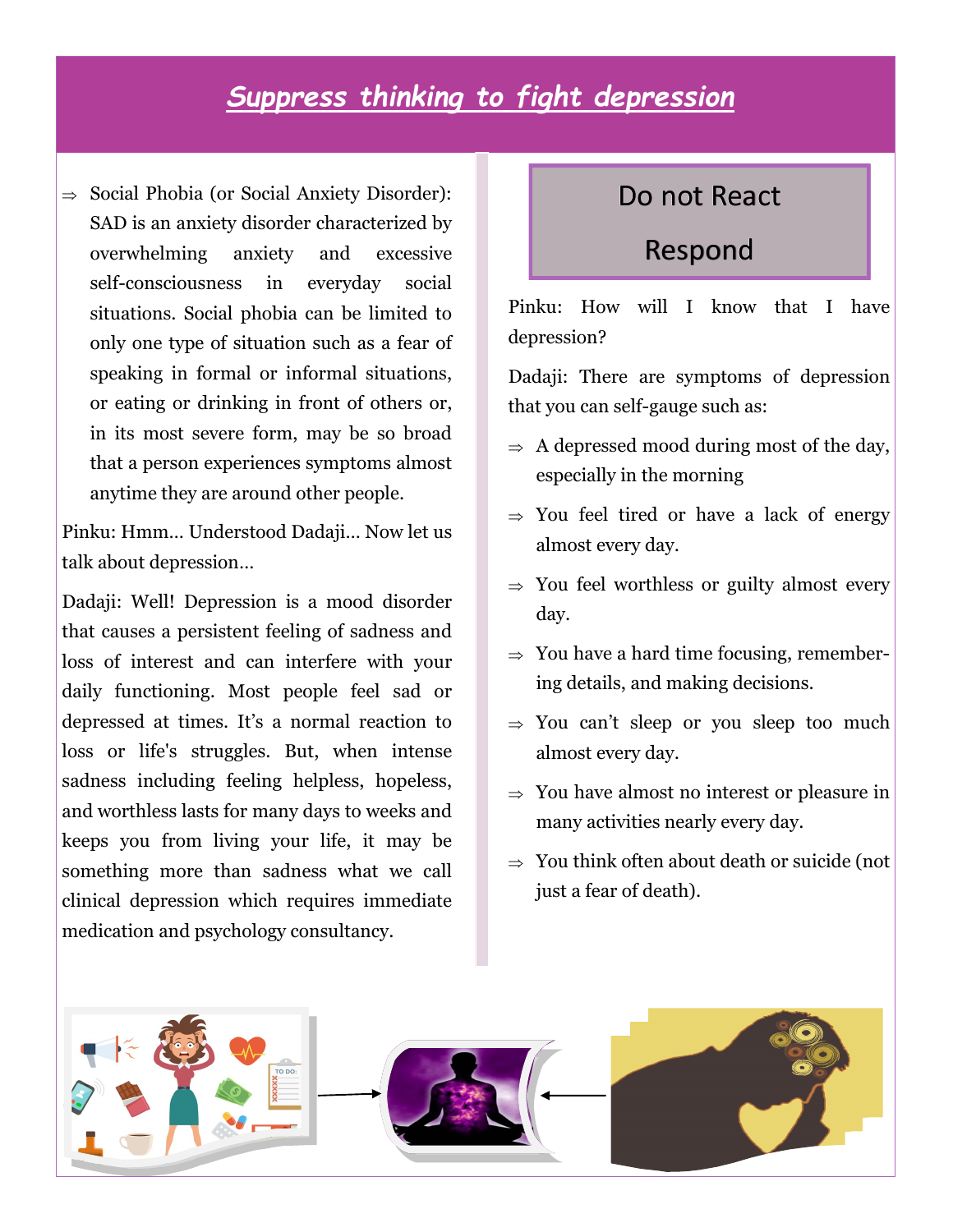# *Suppress thinking to fight depression*

⇒ Social Phobia (or Social Anxiety Disorder): SAD is an anxiety disorder characterized by overwhelming anxiety and excessive self-consciousness in everyday social situations. Social phobia can be limited to only one type of situation such as a fear of speaking in formal or informal situations, or eating or drinking in front of others or, in its most severe form, may be so broad that a person experiences symptoms almost anytime they are around other people.

Pinku: Hmm… Understood Dadaji… Now let us talk about depression…

Dadaji: Well! Depression is a mood disorder that causes a persistent feeling of sadness and loss of interest and can interfere with your daily functioning. Most people feel sad or depressed at times. It's a normal reaction to loss or life's struggles. But, when intense sadness including feeling helpless, hopeless, and worthless lasts for many days to weeks and keeps you from living your life, it may be something more than sadness what we call clinical depression which requires immediate medication and psychology consultancy.

## Do not React

## Respond

Pinku: How will I know that I have depression?

Dadaji: There are symptoms of depression that you can self-gauge such as:

⇒ A depressed mood during most of the day, especially in the morning

⇒ You feel tired or have a lack of energy almost every day.

⇒ You feel worthless or guilty almost every day.

⇒ You have a hard time focusing, remembering details, and making decisions.

⇒ You can't sleep or you sleep too much almost every day.

⇒ You have almost no interest or pleasure in many activities nearly every day.

⇒ You think often about death or suicide (not just a fear of death).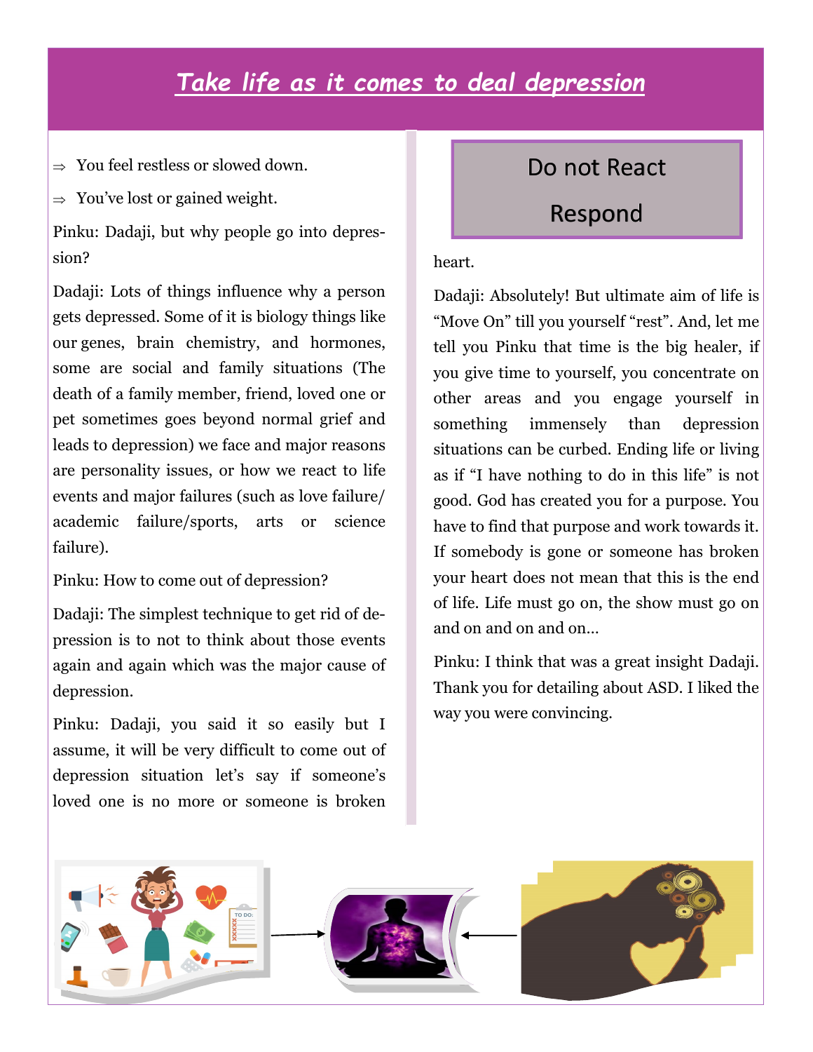# Take life as it comes to deal depression

- ⇒ You feel restless or slowed down.
- ⇒ You've lost or gained weight.

Pinku: Dadaji, but why people go into depression?

Dadaji: Lots of things influence why a person gets depressed. Some of it is biology things like our genes, brain chemistry, and hormones, some are social and family situations (The death of a family member, friend, loved one or pet sometimes goes beyond normal grief and leads to depression) we face and major reasons are personality issues, or how we react to life events and major failures (such as love failure/ academic failure/sports, arts or science failure).

Pinku: How to come out of depression?

Dadaji: The simplest technique to get rid of depression is to not to think about those events again and again which was the major cause of depression.

Pinku: Dadaji, you said it so easily but I assume, it will be very difficult to come out of depression situation let's say if someone's loved one is no more or someone is broken heart.

Dadaji: Absolutely! But ultimate aim of life is "Move On" till you yourself "rest". And, let me tell you Pinku that time is the big healer, if you give time to yourself, you concentrate on other areas and you engage yourself in something immensely than depression situations can be curbed. Ending life or living as if "I have nothing to do in this life" is not good. God has created you for a purpose. You have to find that purpose and work towards it. If somebody is gone or someone has broken your heart does not mean that this is the end of life. Life must go on, the show must go on and on and on and on…

Pinku: I think that was a great insight Dadaji. Thank you for detailing about ASD. I liked the way you were convincing.

**Do not React**

**Respond**